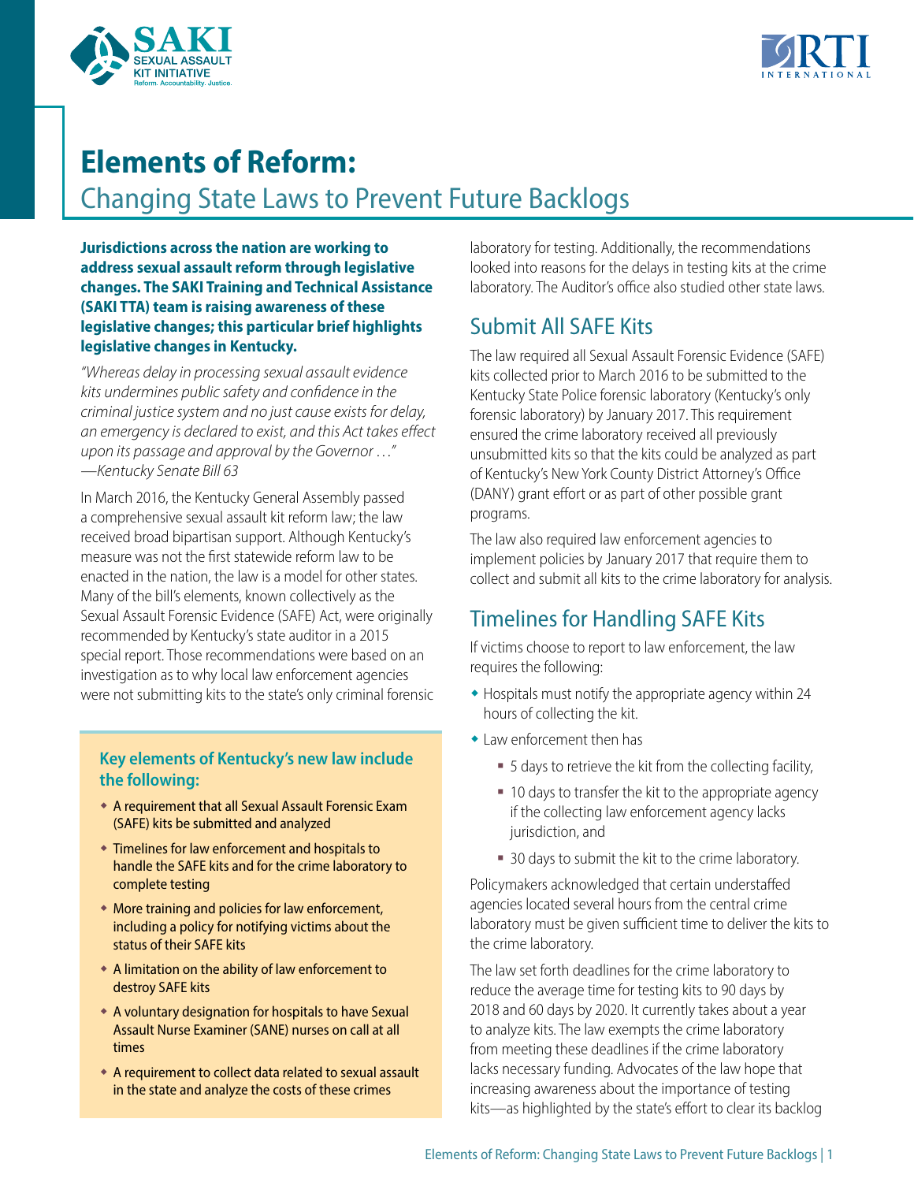# Elements of Reform:

## Changing State Laws to Prevent Future Backlogs

**Jurisdictions across the nation are working to address sexual assault reform through legislative changes. The SAKI Training and Technical Assistance (SAKI TTA) team is raising awareness of these legislative changes; this particular brief highlights legislative changes in Kentucky.**

*"Whereas delay in processing sexual assault evidence kits undermines public safety and confidence in the criminal justice system and no just cause exists for delay, an emergency is declared to exist, and this Act takes effect upon its passage and approval by the Governor . . ."*
*—Kentucky Senate Bill 63*

In March 2016, the Kentucky General Assembly passed a comprehensive sexual assault kit reform law; the law received broad bipartisan support. Although Kentucky's measure was not the first statewide reform law to be enacted in the nation, the law is a model for other states. Many of the bill's elements, known collectively as the Sexual Assault Forensic Evidence (SAFE) Act, were originally recommended by Kentucky's state auditor in a 2015 special report. Those recommendations were based on an investigation as to why local law enforcement agencies were not submitting kits to the state's only criminal forensic laboratory for testing. Additionally, the recommendations looked into reasons for the delays in testing kits at the crime laboratory. The Auditor's office also studied other state laws.

### Key elements of Kentucky's new law include the following:

- A requirement that all Sexual Assault Forensic Exam (SAFE) kits be submitted and analyzed
- Timelines for law enforcement and hospitals to handle the SAFE kits and for the crime laboratory to complete testing
- More training and policies for law enforcement, including a policy for notifying victims about the status of their SAFE kits
- A limitation on the ability of law enforcement to destroy SAFE kits
- A voluntary designation for hospitals to have Sexual Assault Nurse Examiner (SANE) nurses on call at all times
- A requirement to collect data related to sexual assault in the state and analyze the costs of these crimes

## Submit All SAFE Kits

The law required all Sexual Assault Forensic Evidence (SAFE) kits collected prior to March 2016 to be submitted to the Kentucky State Police forensic laboratory (Kentucky's only forensic laboratory) by January 2017. This requirement ensured the crime laboratory received all previously unsubmitted kits so that the kits could be analyzed as part of Kentucky's New York County District Attorney's Office (DANY) grant effort or as part of other possible grant programs.

The law also required law enforcement agencies to implement policies by January 2017 that require them to collect and submit all kits to the crime laboratory for analysis.

## Timelines for Handling SAFE Kits

If victims choose to report to law enforcement, the law requires the following:

- Hospitals must notify the appropriate agency within 24 hours of collecting the kit.
- Law enforcement then has
  - 5 days to retrieve the kit from the collecting facility,
  - 10 days to transfer the kit to the appropriate agency if the collecting law enforcement agency lacks jurisdiction, and
  - 30 days to submit the kit to the crime laboratory.

Policymakers acknowledged that certain understaffed agencies located several hours from the central crime laboratory must be given sufficient time to deliver the kits to the crime laboratory.

The law set forth deadlines for the crime laboratory to reduce the average time for testing kits to 90 days by 2018 and 60 days by 2020. It currently takes about a year to analyze kits. The law exempts the crime laboratory from meeting these deadlines if the crime laboratory lacks necessary funding. Advocates of the law hope that increasing awareness about the importance of testing kits—as highlighted by the state's effort to clear its backlog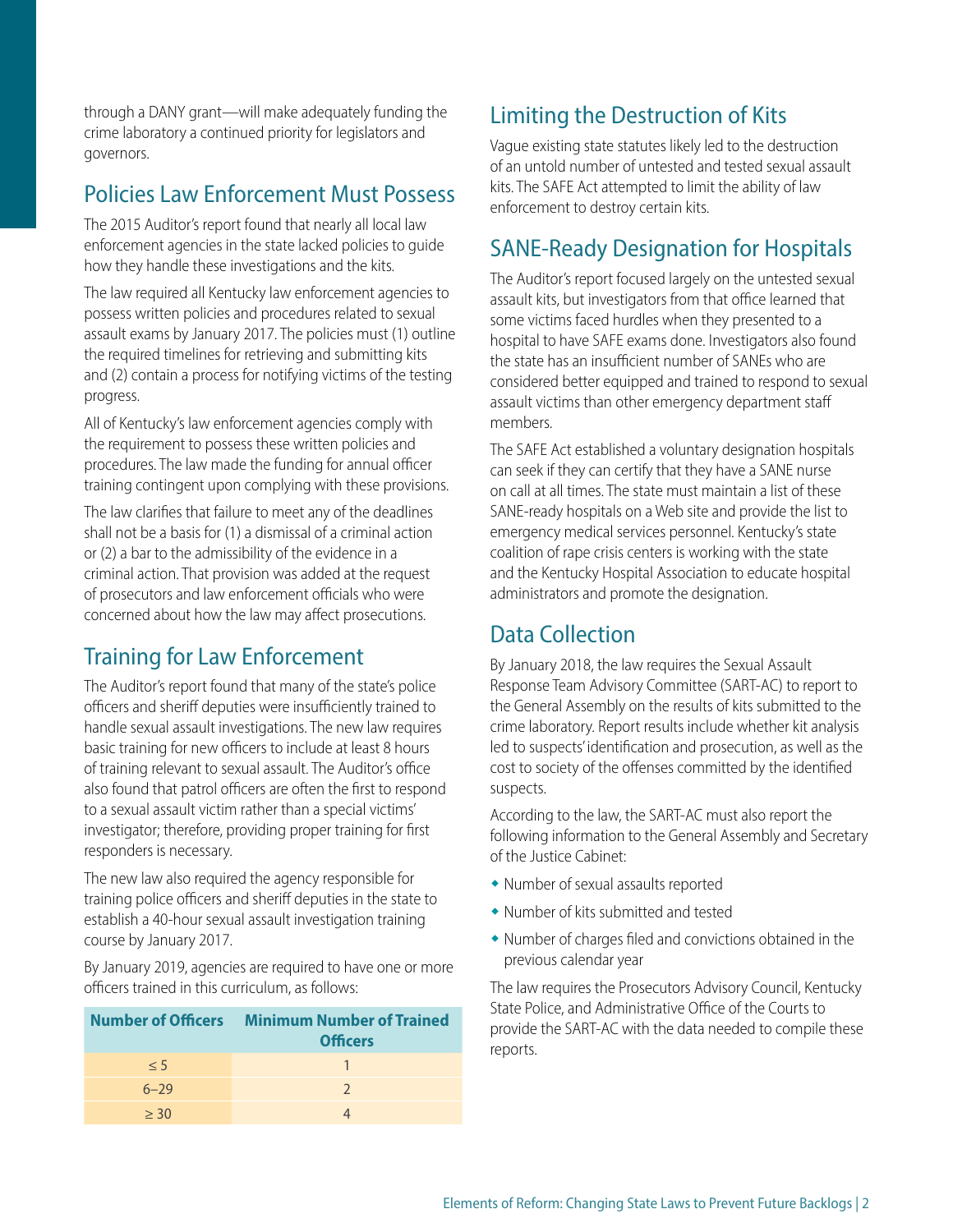through a DANY grant—will make adequately funding the crime laboratory a continued priority for legislators and governors.

## Policies Law Enforcement Must Possess

The 2015 Auditor's report found that nearly all local law enforcement agencies in the state lacked policies to guide how they handle these investigations and the kits.

The law required all Kentucky law enforcement agencies to possess written policies and procedures related to sexual assault exams by January 2017. The policies must (1) outline the required timelines for retrieving and submitting kits and (2) contain a process for notifying victims of the testing progress.

All of Kentucky's law enforcement agencies comply with the requirement to possess these written policies and procedures. The law made the funding for annual officer training contingent upon complying with these provisions.

The law clarifies that failure to meet any of the deadlines shall not be a basis for (1) a dismissal of a criminal action or (2) a bar to the admissibility of the evidence in a criminal action. That provision was added at the request of prosecutors and law enforcement officials who were concerned about how the law may affect prosecutions.

## Training for Law Enforcement

The Auditor's report found that many of the state's police officers and sheriff deputies were insufficiently trained to handle sexual assault investigations. The new law requires basic training for new officers to include at least 8 hours of training relevant to sexual assault. The Auditor's office also found that patrol officers are often the first to respond to a sexual assault victim rather than a special victims' investigator; therefore, providing proper training for first responders is necessary.

The new law also required the agency responsible for training police officers and sheriff deputies in the state to establish a 40-hour sexual assault investigation training course by January 2017.

By January 2019, agencies are required to have one or more officers trained in this curriculum, as follows:

| Number of Officers | Minimum Number of Trained Officers |
|---|---|
| ≤ 5 | 1 |
| 6–29 | 2 |
| ≥ 30 | 4 |

## Limiting the Destruction of Kits

Vague existing state statutes likely led to the destruction of an untold number of untested and tested sexual assault kits. The SAFE Act attempted to limit the ability of law enforcement to destroy certain kits.

## SANE-Ready Designation for Hospitals

The Auditor's report focused largely on the untested sexual assault kits, but investigators from that office learned that some victims faced hurdles when they presented to a hospital to have SAFE exams done. Investigators also found the state has an insufficient number of SANEs who are considered better equipped and trained to respond to sexual assault victims than other emergency department staff members.

The SAFE Act established a voluntary designation hospitals can seek if they can certify that they have a SANE nurse on call at all times. The state must maintain a list of these SANE-ready hospitals on a Web site and provide the list to emergency medical services personnel. Kentucky's state coalition of rape crisis centers is working with the state and the Kentucky Hospital Association to educate hospital administrators and promote the designation.

## Data Collection

By January 2018, the law requires the Sexual Assault Response Team Advisory Committee (SART-AC) to report to the General Assembly on the results of kits submitted to the crime laboratory. Report results include whether kit analysis led to suspects' identification and prosecution, as well as the cost to society of the offenses committed by the identified suspects.

According to the law, the SART-AC must also report the following information to the General Assembly and Secretary of the Justice Cabinet:

- Number of sexual assaults reported
- Number of kits submitted and tested
- Number of charges filed and convictions obtained in the previous calendar year

The law requires the Prosecutors Advisory Council, Kentucky State Police, and Administrative Office of the Courts to provide the SART-AC with the data needed to compile these reports.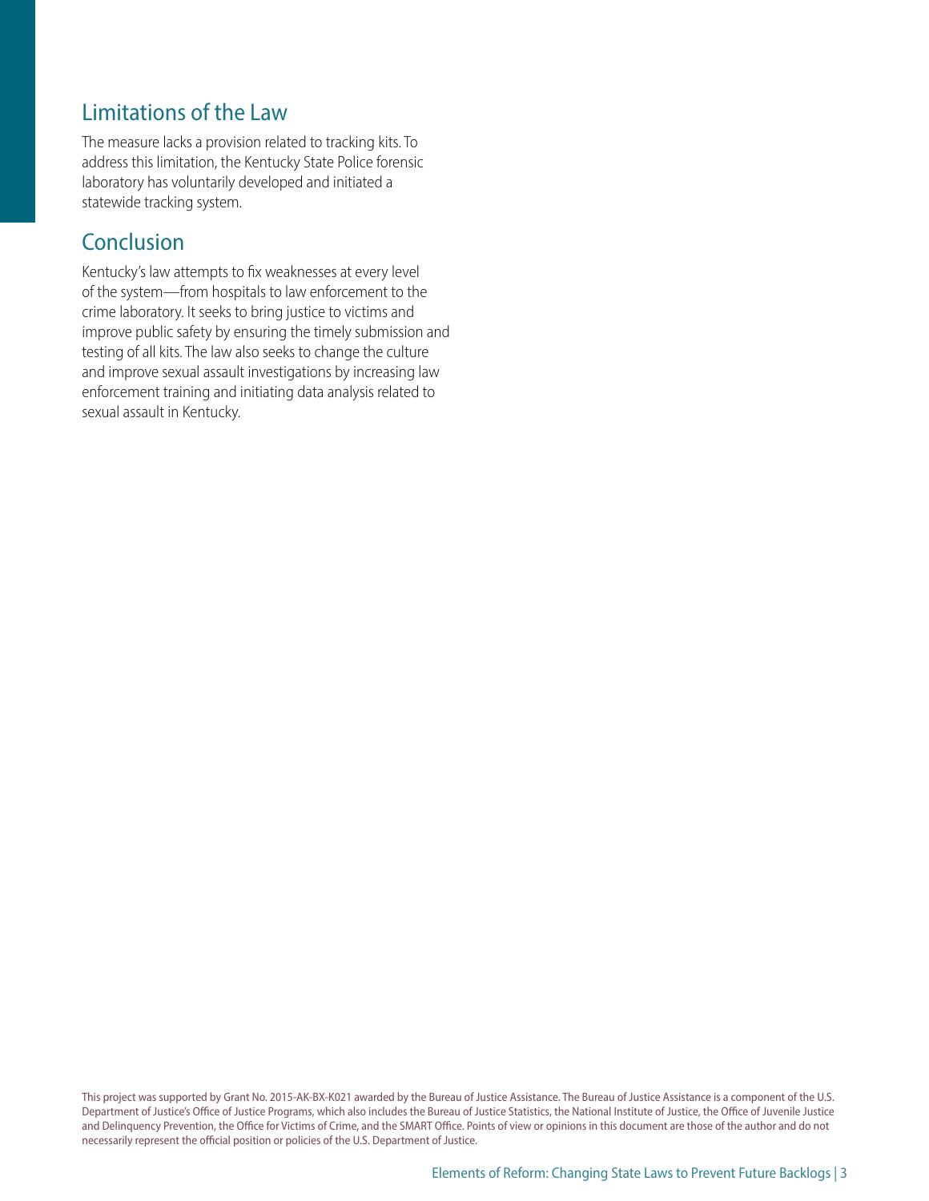## Limitations of the Law

The measure lacks a provision related to tracking kits. To address this limitation, the Kentucky State Police forensic laboratory has voluntarily developed and initiated a statewide tracking system.

## Conclusion

Kentucky's law attempts to fix weaknesses at every level of the system—from hospitals to law enforcement to the crime laboratory. It seeks to bring justice to victims and improve public safety by ensuring the timely submission and testing of all kits. The law also seeks to change the culture and improve sexual assault investigations by increasing law enforcement training and initiating data analysis related to sexual assault in Kentucky.

This project was supported by Grant No. 2015-AK-BX-K021 awarded by the Bureau of Justice Assistance. The Bureau of Justice Assistance is a component of the U.S. Department of Justice's Office of Justice Programs, which also includes the Bureau of Justice Statistics, the National Institute of Justice, the Office of Juvenile Justice and Delinquency Prevention, the Office for Victims of Crime, and the SMART Office. Points of view or opinions in this document are those of the author and do not necessarily represent the official position or policies of the U.S. Department of Justice.